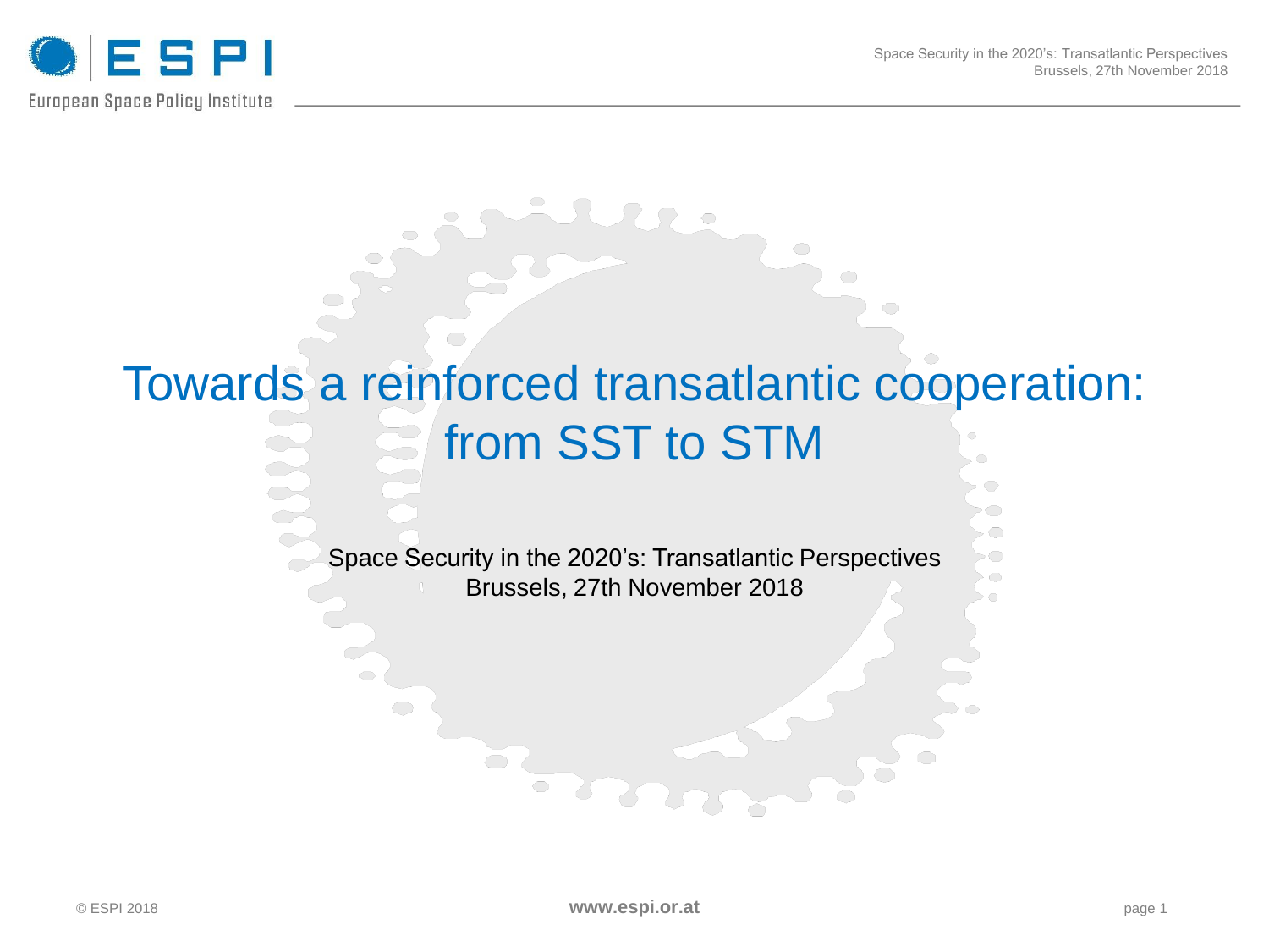# Towards a reinforced transatlantic cooperation: from SST to STM

Space Security in the 2020's: Transatlantic Perspectives
Brussels, 27th November 2018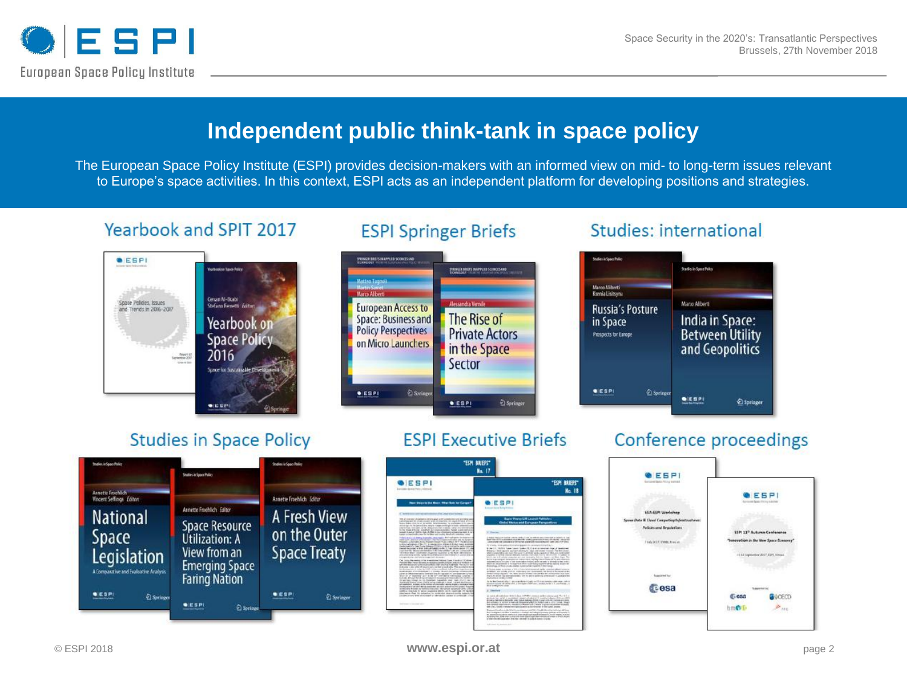# Independent public think-tank in space policy

The European Space Policy Institute (ESPI) provides decision-makers with an informed view on mid- to long-term issues relevant to Europe's space activities. In this context, ESPI acts as an independent platform for developing positions and strategies.

## Yearbook and SPIT 2017

## ESPI Springer Briefs

## Studies: international

## Studies in Space Policy

## ESPI Executive Briefs

## Conference proceedings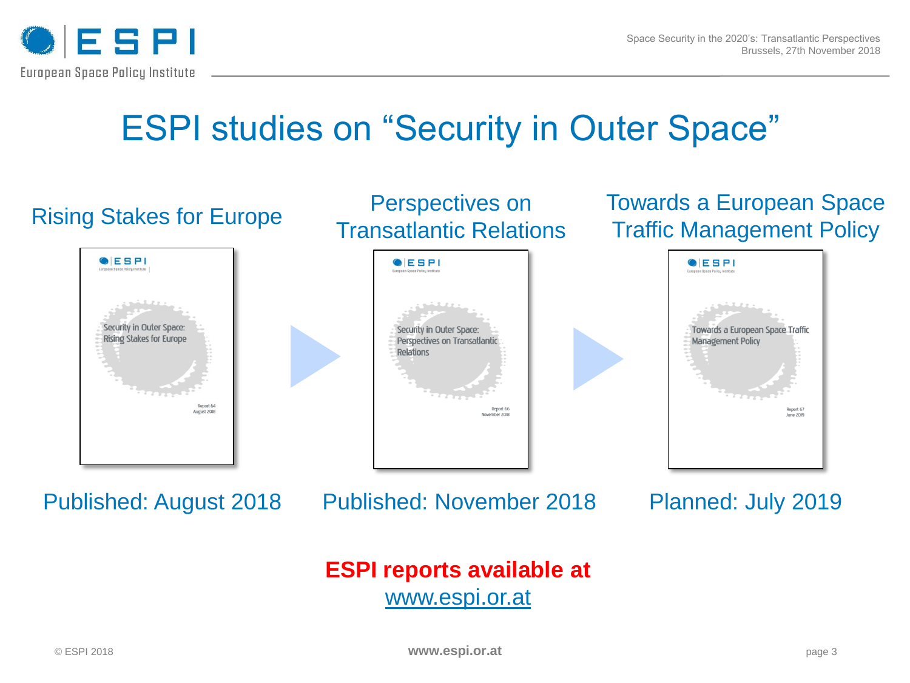# ESPI studies on "Security in Outer Space"

| Rising Stakes for Europe | Perspectives on Transatlantic Relations | Towards a European Space Traffic Management Policy |
| --- | --- | --- |
| Security in Outer Space: Rising Stakes for Europe (Report 64, August 2018) | Security in Outer Space: Perspectives on Transatlantic Relations (Report 66, November 2018) | Towards a European Space Traffic Management Policy (Report 67, June 2019) |
| Published: August 2018 | Published: November 2018 | Planned: July 2019 |

**ESPI reports available at**
[www.espi.or.at](http://www.espi.or.at)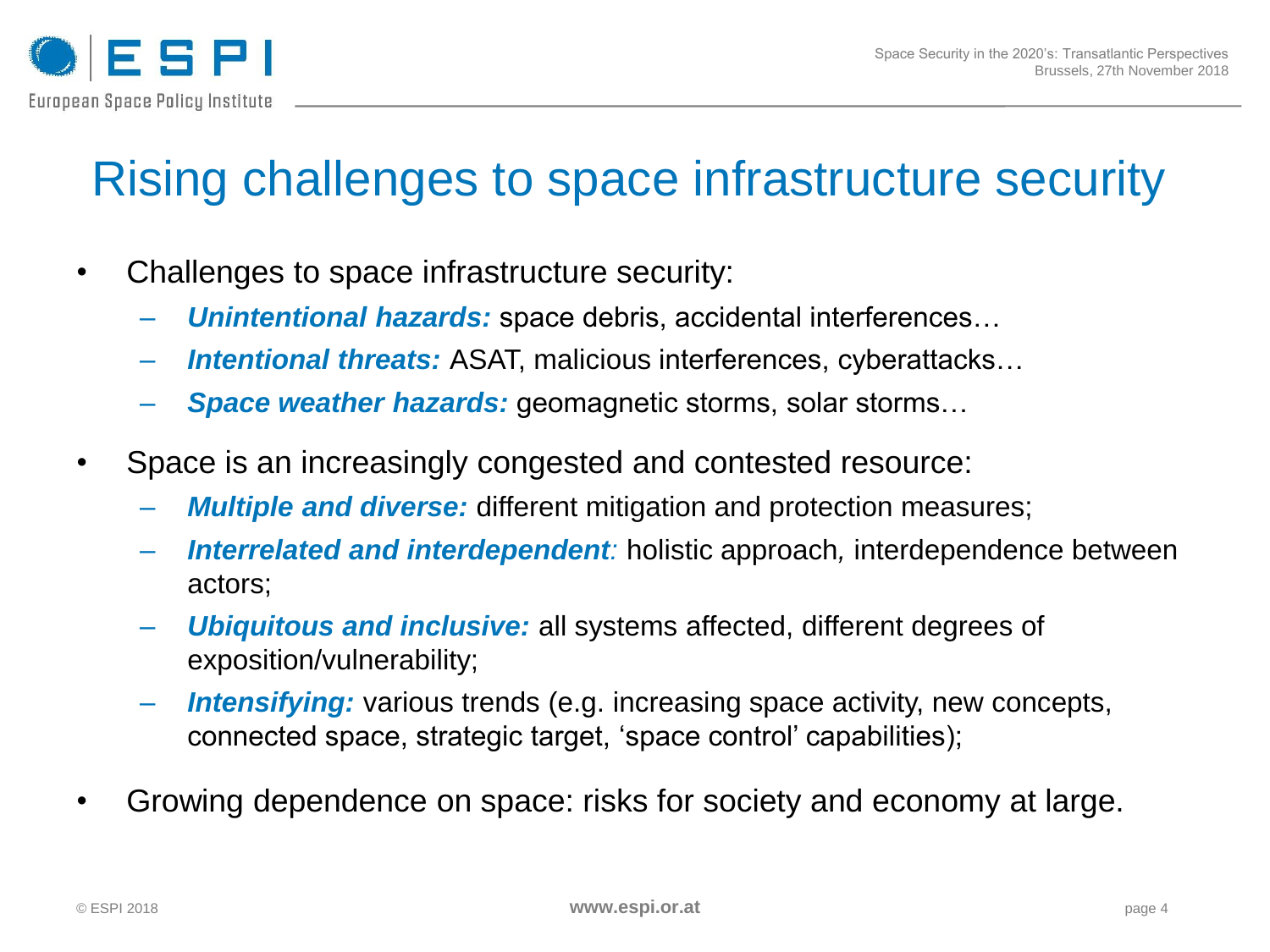# Rising challenges to space infrastructure security

- Challenges to space infrastructure security:
  - ***Unintentional hazards:*** space debris, accidental interferences…
  - ***Intentional threats:*** ASAT, malicious interferences, cyberattacks…
  - ***Space weather hazards:*** geomagnetic storms, solar storms…
- Space is an increasingly congested and contested resource:
  - ***Multiple and diverse:*** different mitigation and protection measures;
  - ***Interrelated and interdependent:*** holistic approach, interdependence between actors;
  - ***Ubiquitous and inclusive:*** all systems affected, different degrees of exposition/vulnerability;
  - ***Intensifying:*** various trends (e.g. increasing space activity, new concepts, connected space, strategic target, 'space control' capabilities);
- Growing dependence on space: risks for society and economy at large.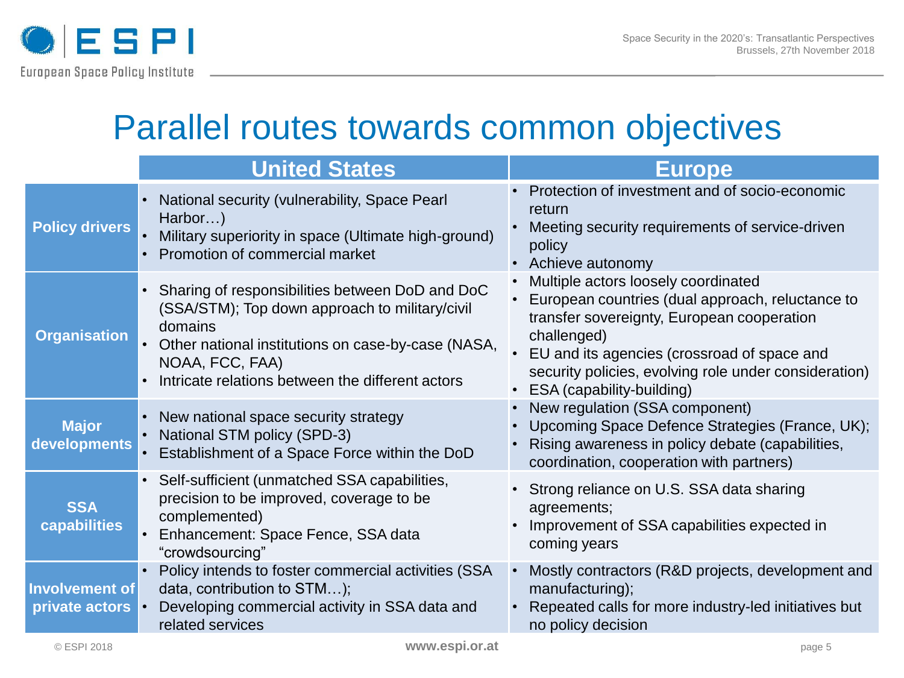# Parallel routes towards common objectives

| | United States | Europe |
|---|---|---|
| **Policy drivers** | • National security (vulnerability, Space Pearl Harbor…)<br>• Military superiority in space (Ultimate high-ground)<br>• Promotion of commercial market | • Protection of investment and of socio-economic return<br>• Meeting security requirements of service-driven policy<br>• Achieve autonomy |
| **Organisation** | • Sharing of responsibilities between DoD and DoC (SSA/STM); Top down approach to military/civil domains<br>• Other national institutions on case-by-case (NASA, NOAA, FCC, FAA)<br>• Intricate relations between the different actors | • Multiple actors loosely coordinated<br>• European countries (dual approach, reluctance to transfer sovereignty, European cooperation challenged)<br>• EU and its agencies (crossroad of space and security policies, evolving role under consideration)<br>• ESA (capability-building) |
| **Major developments** | • New national space security strategy<br>• National STM policy (SPD-3)<br>• Establishment of a Space Force within the DoD | • New regulation (SSA component)<br>• Upcoming Space Defence Strategies (France, UK);<br>• Rising awareness in policy debate (capabilities, coordination, cooperation with partners) |
| **SSA capabilities** | • Self-sufficient (unmatched SSA capabilities, precision to be improved, coverage to be complemented)<br>• Enhancement: Space Fence, SSA data "crowdsourcing" | • Strong reliance on U.S. SSA data sharing agreements;<br>• Improvement of SSA capabilities expected in coming years |
| **Involvement of private actors** | • Policy intends to foster commercial activities (SSA data, contribution to STM…);<br>• Developing commercial activity in SSA data and related services | • Mostly contractors (R&D projects, development and manufacturing);<br>• Repeated calls for more industry-led initiatives but no policy decision |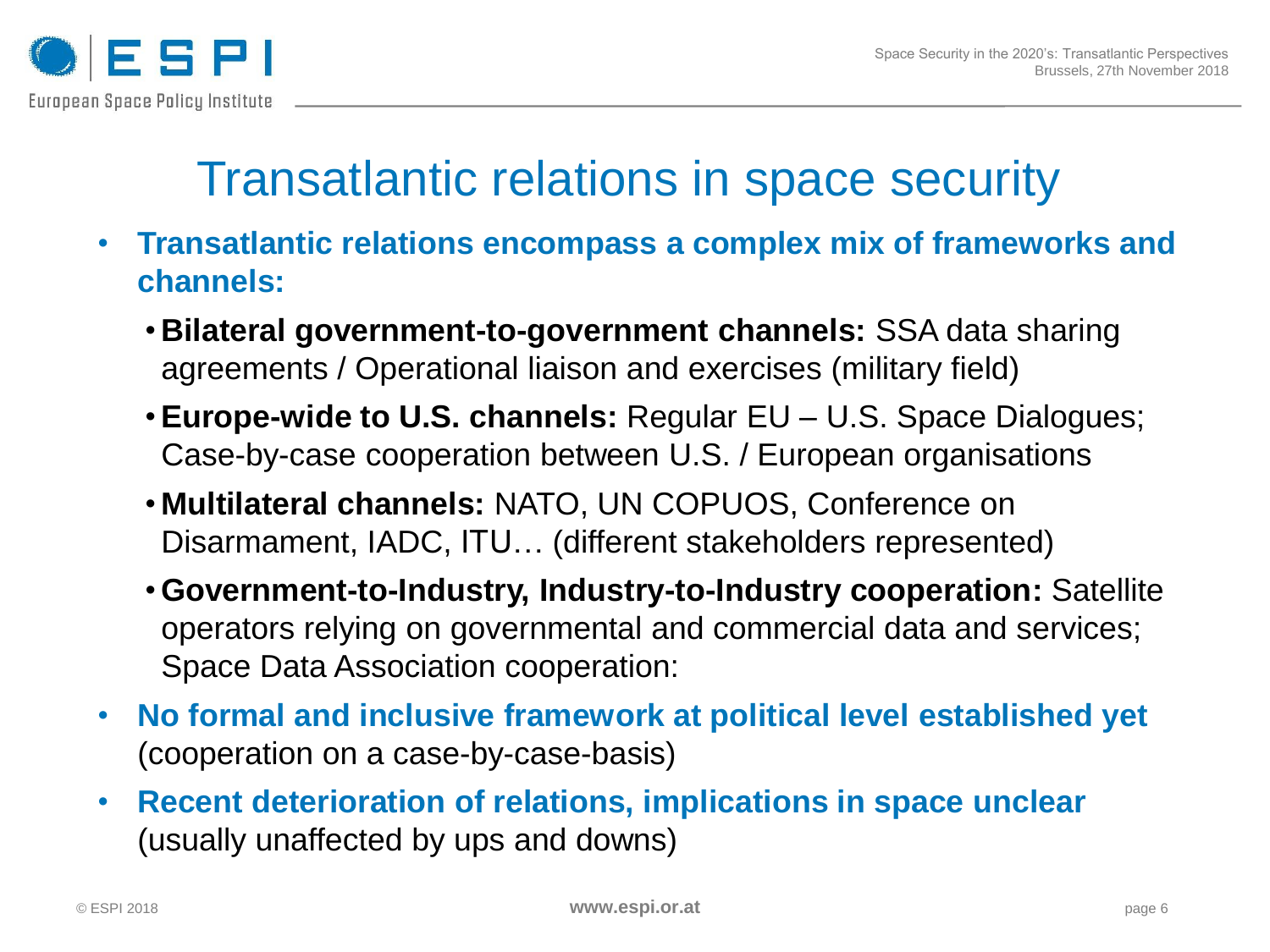# Transatlantic relations in space security

- **Transatlantic relations encompass a complex mix of frameworks and channels:**
  - **Bilateral government-to-government channels:** SSA data sharing agreements / Operational liaison and exercises (military field)
  - **Europe-wide to U.S. channels:** Regular EU – U.S. Space Dialogues; Case-by-case cooperation between U.S. / European organisations
  - **Multilateral channels:** NATO, UN COPUOS, Conference on Disarmament, IADC, ITU… (different stakeholders represented)
  - **Government-to-Industry, Industry-to-Industry cooperation:** Satellite operators relying on governmental and commercial data and services; Space Data Association cooperation:
- **No formal and inclusive framework at political level established yet** (cooperation on a case-by-case-basis)
- **Recent deterioration of relations, implications in space unclear** (usually unaffected by ups and downs)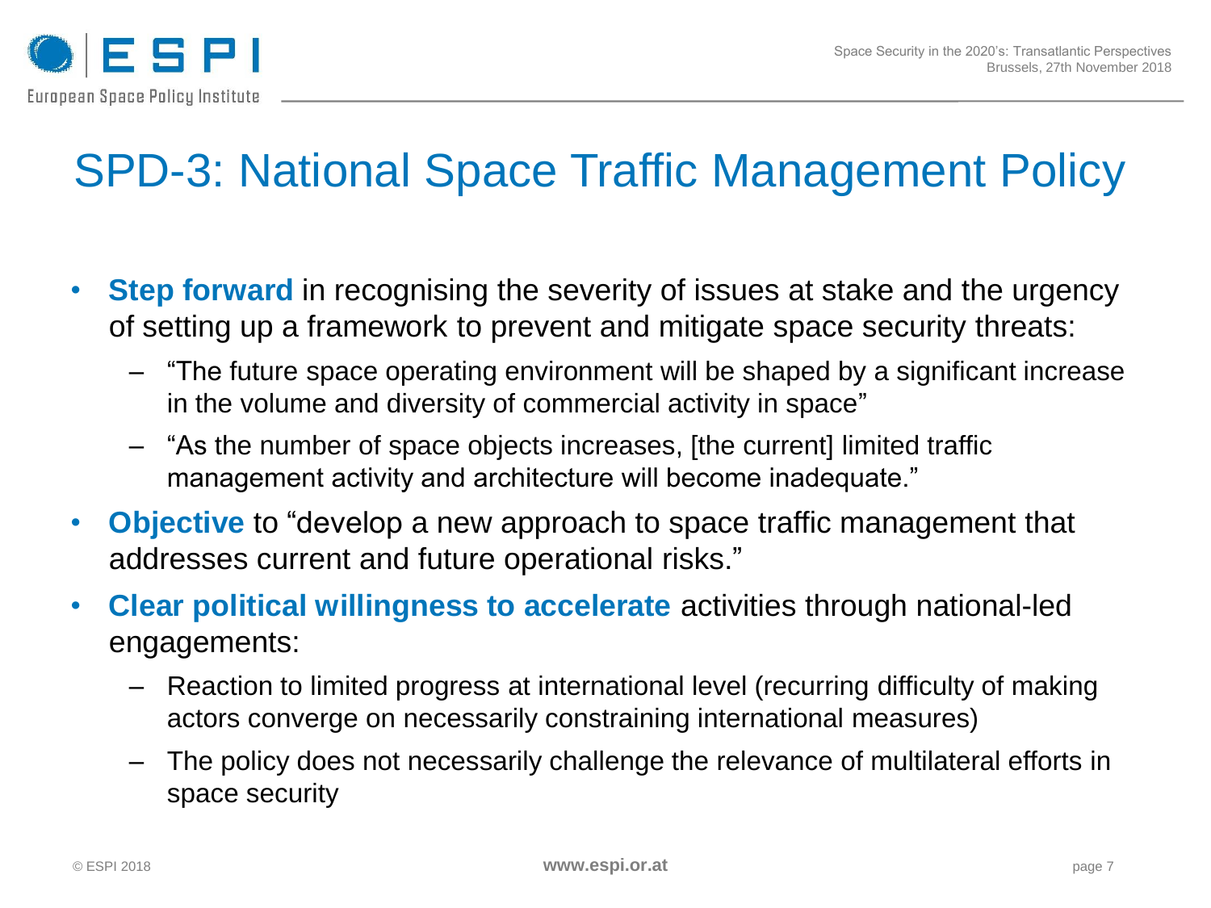# SPD-3: National Space Traffic Management Policy

- **Step forward** in recognising the severity of issues at stake and the urgency of setting up a framework to prevent and mitigate space security threats:
  - "The future space operating environment will be shaped by a significant increase in the volume and diversity of commercial activity in space"
  - "As the number of space objects increases, [the current] limited traffic management activity and architecture will become inadequate."
- **Objective** to "develop a new approach to space traffic management that addresses current and future operational risks."
- **Clear political willingness to accelerate** activities through national-led engagements:
  - Reaction to limited progress at international level (recurring difficulty of making actors converge on necessarily constraining international measures)
  - The policy does not necessarily challenge the relevance of multilateral efforts in space security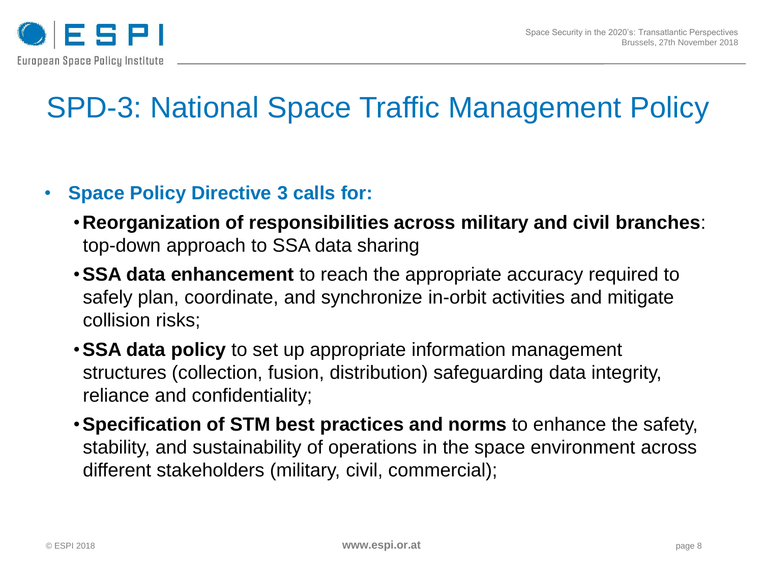# SPD-3: National Space Traffic Management Policy

- **Space Policy Directive 3 calls for:**
  - **Reorganization of responsibilities across military and civil branches**: top-down approach to SSA data sharing
  - **SSA data enhancement** to reach the appropriate accuracy required to safely plan, coordinate, and synchronize in-orbit activities and mitigate collision risks;
  - **SSA data policy** to set up appropriate information management structures (collection, fusion, distribution) safeguarding data integrity, reliance and confidentiality;
  - **Specification of STM best practices and norms** to enhance the safety, stability, and sustainability of operations in the space environment across different stakeholders (military, civil, commercial);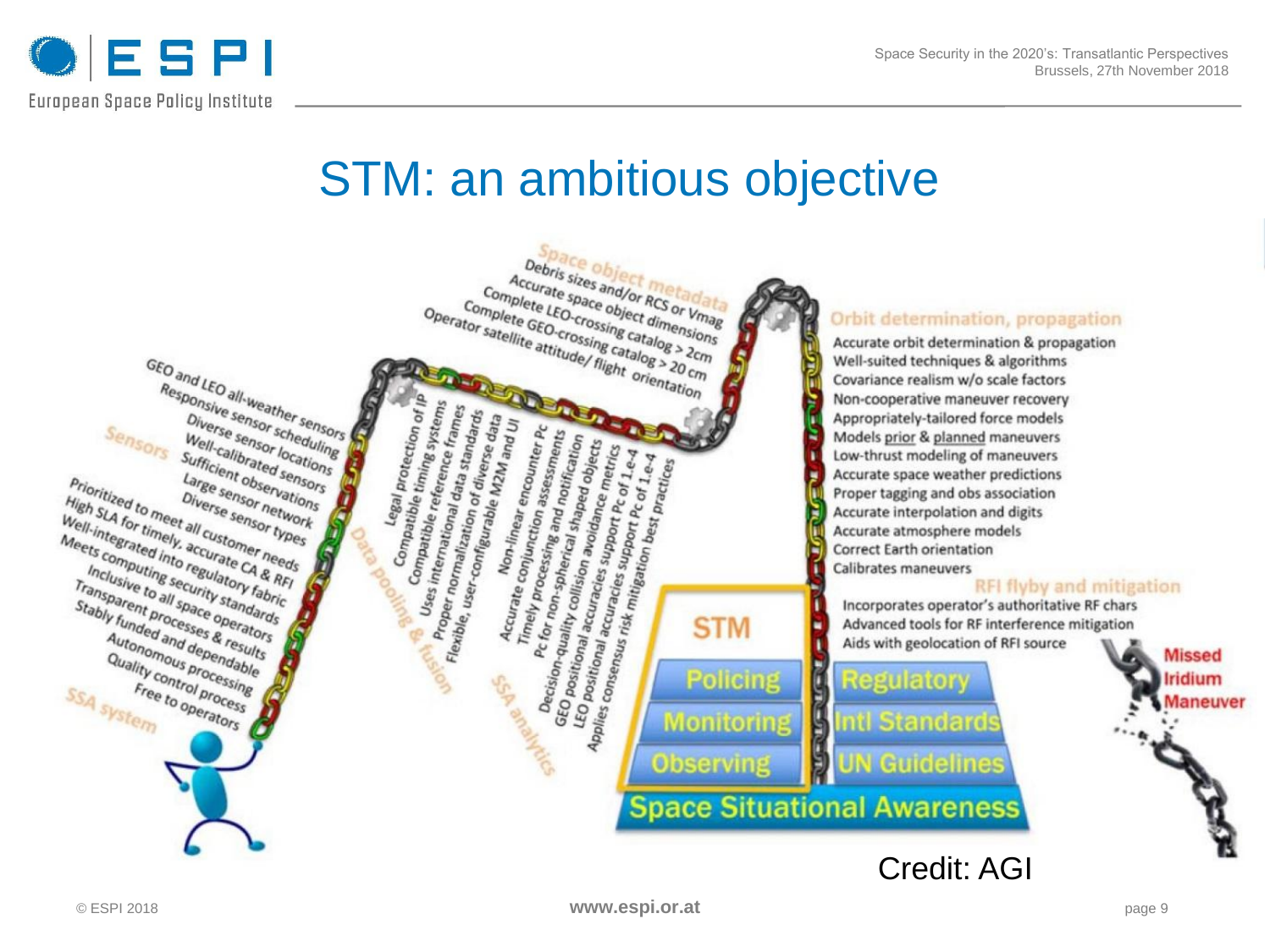# STM: an ambitious objective

**Space object metadata**
- Debris sizes and/or RCS or Vmag
- Accurate space object dimensions
- Complete LEO-crossing catalog > 2cm
- Complete GEO-crossing catalog > 20 cm
- Operator satellite attitude/ flight orientation

**Sensors**
- GEO and LEO all-weather sensors
- Responsive sensor scheduling
- Diverse sensor locations
- Well-calibrated sensors
- Sufficient observations
- Large sensor network
- Diverse sensor types

**SSA system**
- Prioritized to meet all customer needs
- High SLA for timely, accurate CA & RFI
- Well-integrated into regulatory fabric
- Meets computing security standards
- Inclusive to all space operators
- Transparent processes & results
- Stably funded and dependable
- Autonomous processing
- Quality control process
- Free to operators

**Data pooling & fusion**
- Legal protection of IP
- Compatible timing systems
- Compatible reference frames
- Uses international data standards
- Proper normalization of diverse data
- Flexible, user-configurable M2M and UI

**SSA analytics**
- Non-linear encounter Pc
- Accurate conjunction assessments
- Timely processing and notification
- Pc for non-spherical shaped objects
- Decision-quality collision avoidance metrics
- GEO positional accuracies support Pc of 1.e-4
- LEO positional accuracies support Pc of 1.e-4
- Applies consensus risk mitigation best practices

**Orbit determination, propagation**
- Accurate orbit determination & propagation
- Well-suited techniques & algorithms
- Covariance realism w/o scale factors
- Non-cooperative maneuver recovery
- Appropriately-tailored force models
- Models prior & planned maneuvers
- Low-thrust modeling of maneuvers
- Accurate space weather predictions
- Proper tagging and obs association
- Accurate interpolation and digits
- Accurate atmosphere models
- Correct Earth orientation
- Calibrates maneuvers

**RFI flyby and mitigation**
- Incorporates operator's authoritative RF chars
- Advanced tools for RF interference mitigation
- Aids with geolocation of RFI source

**STM**

| | |
|---|---|
| Policing | Regulatory |
| Monitoring | Intl Standards |
| Observing | UN Guidelines |

**Space Situational Awareness**

Missed Iridium Maneuver

Credit: AGI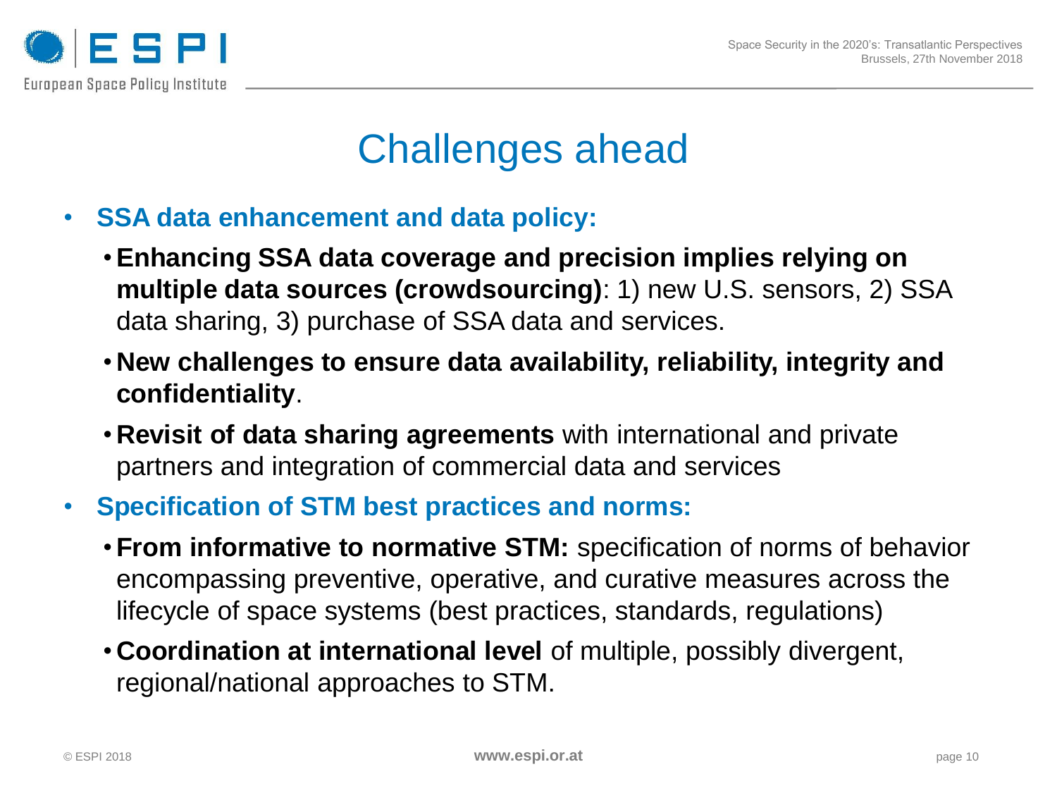# Challenges ahead

- **SSA data enhancement and data policy:**
  - **Enhancing SSA data coverage and precision implies relying on multiple data sources (crowdsourcing)**: 1) new U.S. sensors, 2) SSA data sharing, 3) purchase of SSA data and services.
  - **New challenges to ensure data availability, reliability, integrity and confidentiality**.
  - **Revisit of data sharing agreements** with international and private partners and integration of commercial data and services
- **Specification of STM best practices and norms:**
  - **From informative to normative STM:** specification of norms of behavior encompassing preventive, operative, and curative measures across the lifecycle of space systems (best practices, standards, regulations)
  - **Coordination at international level** of multiple, possibly divergent, regional/national approaches to STM.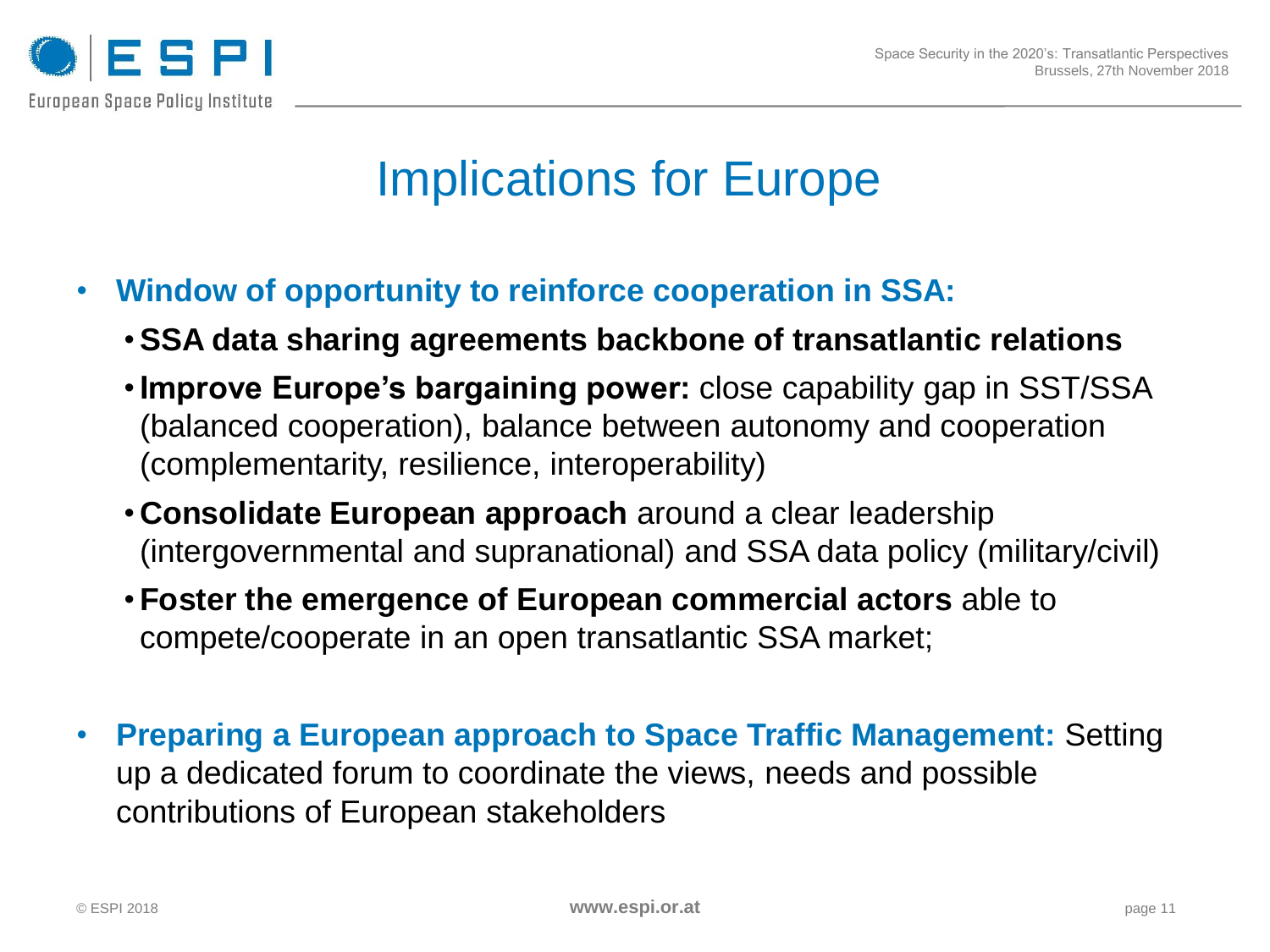# Implications for Europe

- **Window of opportunity to reinforce cooperation in SSA:**
  - **SSA data sharing agreements backbone of transatlantic relations**
  - **Improve Europe's bargaining power:** close capability gap in SST/SSA (balanced cooperation), balance between autonomy and cooperation (complementarity, resilience, interoperability)
  - **Consolidate European approach** around a clear leadership (intergovernmental and supranational) and SSA data policy (military/civil)
  - **Foster the emergence of European commercial actors** able to compete/cooperate in an open transatlantic SSA market;

- **Preparing a European approach to Space Traffic Management:** Setting up a dedicated forum to coordinate the views, needs and possible contributions of European stakeholders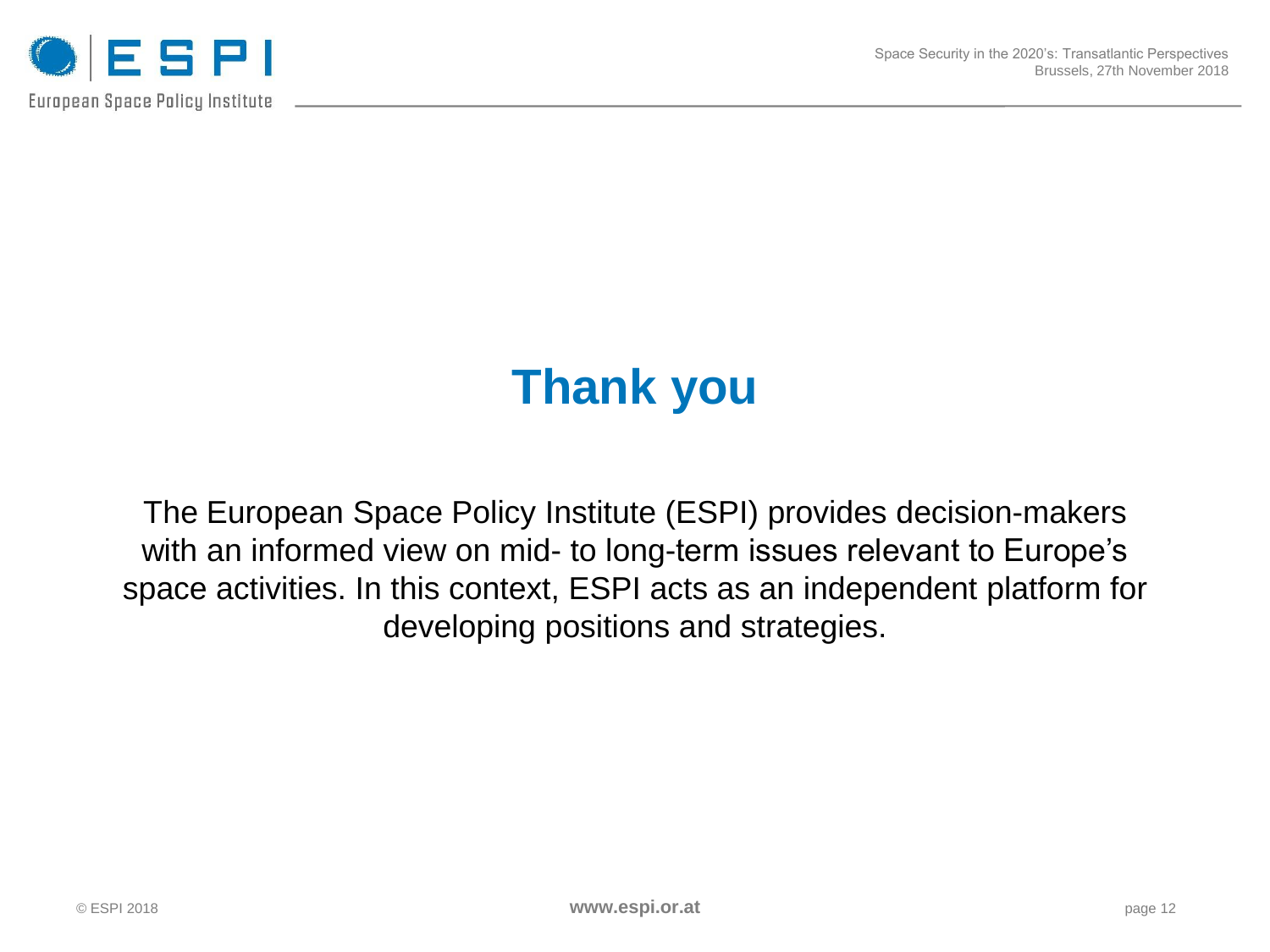# Thank you

The European Space Policy Institute (ESPI) provides decision-makers with an informed view on mid- to long-term issues relevant to Europe's space activities. In this context, ESPI acts as an independent platform for developing positions and strategies.

www.espi.or.at